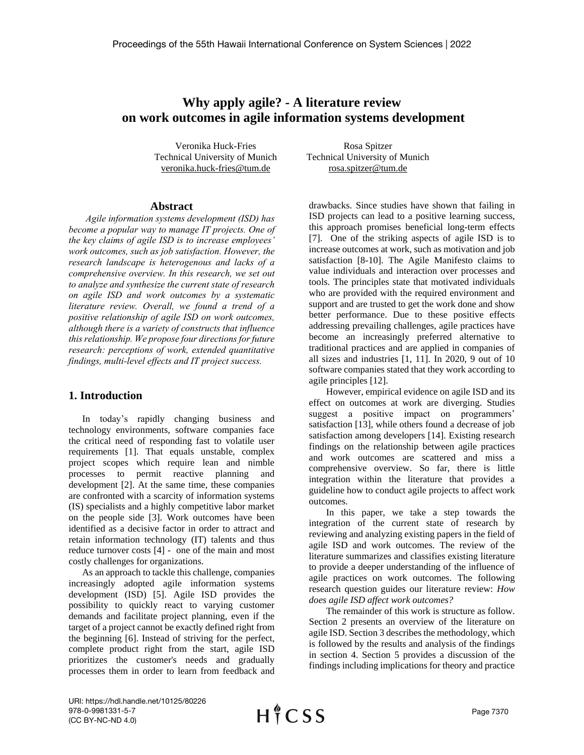# Why apply agile? - A literature review on work outcomes in agile information systems development

Veronika Huck-Fries
Technical University of Munich
veronika.huck-fries@tum.de

Rosa Spitzer
Technical University of Munich
rosa.spitzer@tum.de

## Abstract

*Agile information systems development (ISD) has become a popular way to manage IT projects. One of the key claims of agile ISD is to increase employees' work outcomes, such as job satisfaction. However, the research landscape is heterogenous and lacks of a comprehensive overview. In this research, we set out to analyze and synthesize the current state of research on agile ISD and work outcomes by a systematic literature review. Overall, we found a trend of a positive relationship of agile ISD on work outcomes, although there is a variety of constructs that influence this relationship. We propose four directions for future research: perceptions of work, extended quantitative findings, multi-level effects and IT project success.*

## 1. Introduction

In today's rapidly changing business and technology environments, software companies face the critical need of responding fast to volatile user requirements [1]. That equals unstable, complex project scopes which require lean and nimble processes to permit reactive planning and development [2]. At the same time, these companies are confronted with a scarcity of information systems (IS) specialists and a highly competitive labor market on the people side [3]. Work outcomes have been identified as a decisive factor in order to attract and retain information technology (IT) talents and thus reduce turnover costs [4] - one of the main and most costly challenges for organizations.

As an approach to tackle this challenge, companies increasingly adopted agile information systems development (ISD) [5]. Agile ISD provides the possibility to quickly react to varying customer demands and facilitate project planning, even if the target of a project cannot be exactly defined right from the beginning [6]. Instead of striving for the perfect, complete product right from the start, agile ISD prioritizes the customer's needs and gradually processes them in order to learn from feedback and drawbacks. Since studies have shown that failing in ISD projects can lead to a positive learning success, this approach promises beneficial long-term effects [7]. One of the striking aspects of agile ISD is to increase outcomes at work, such as motivation and job satisfaction [8-10]. The Agile Manifesto claims to value individuals and interaction over processes and tools. The principles state that motivated individuals who are provided with the required environment and support and are trusted to get the work done and show better performance. Due to these positive effects addressing prevailing challenges, agile practices have become an increasingly preferred alternative to traditional practices and are applied in companies of all sizes and industries [1, 11]. In 2020, 9 out of 10 software companies stated that they work according to agile principles [12].

However, empirical evidence on agile ISD and its effect on outcomes at work are diverging. Studies suggest a positive impact on programmers' satisfaction [13], while others found a decrease of job satisfaction among developers [14]. Existing research findings on the relationship between agile practices and work outcomes are scattered and miss a comprehensive overview. So far, there is little integration within the literature that provides a guideline how to conduct agile projects to affect work outcomes.

In this paper, we take a step towards the integration of the current state of research by reviewing and analyzing existing papers in the field of agile ISD and work outcomes. The review of the literature summarizes and classifies existing literature to provide a deeper understanding of the influence of agile practices on work outcomes. The following research question guides our literature review: *How does agile ISD affect work outcomes?*

The remainder of this work is structure as follow. Section 2 presents an overview of the literature on agile ISD. Section 3 describes the methodology, which is followed by the results and analysis of the findings in section 4. Section 5 provides a discussion of the findings including implications for theory and practice

URI: https://hdl.handle.net/10125/80226
978-0-9981331-5-7
(CC BY-NC-ND 4.0)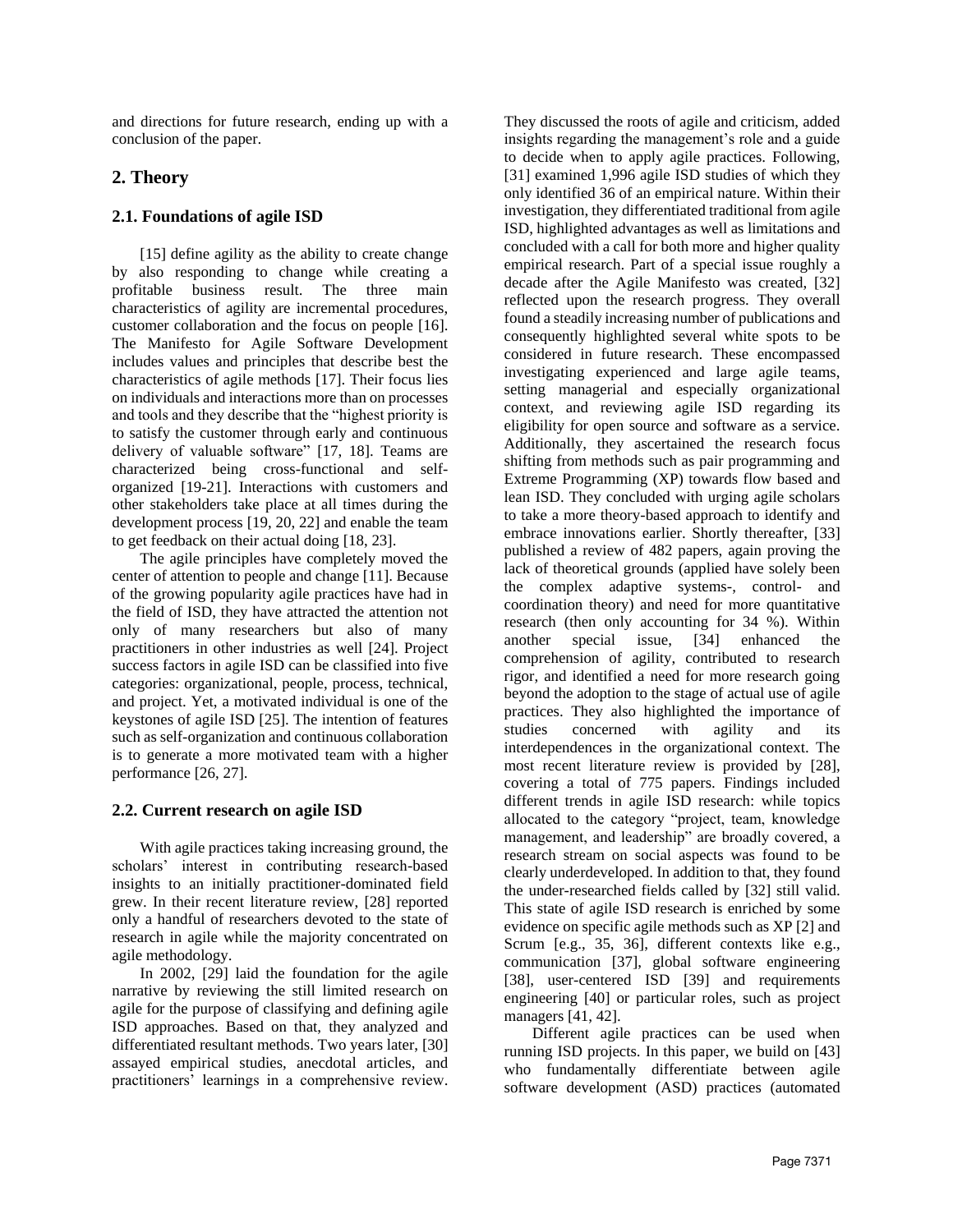and directions for future research, ending up with a conclusion of the paper.

## 2. Theory

### 2.1. Foundations of agile ISD

[15] define agility as the ability to create change by also responding to change while creating a profitable business result. The three main characteristics of agility are incremental procedures, customer collaboration and the focus on people [16]. The Manifesto for Agile Software Development includes values and principles that describe best the characteristics of agile methods [17]. Their focus lies on individuals and interactions more than on processes and tools and they describe that the "highest priority is to satisfy the customer through early and continuous delivery of valuable software" [17, 18]. Teams are characterized being cross-functional and self-organized [19-21]. Interactions with customers and other stakeholders take place at all times during the development process [19, 20, 22] and enable the team to get feedback on their actual doing [18, 23].

The agile principles have completely moved the center of attention to people and change [11]. Because of the growing popularity agile practices have had in the field of ISD, they have attracted the attention not only of many researchers but also of many practitioners in other industries as well [24]. Project success factors in agile ISD can be classified into five categories: organizational, people, process, technical, and project. Yet, a motivated individual is one of the keystones of agile ISD [25]. The intention of features such as self-organization and continuous collaboration is to generate a more motivated team with a higher performance [26, 27].

### 2.2. Current research on agile ISD

With agile practices taking increasing ground, the scholars' interest in contributing research-based insights to an initially practitioner-dominated field grew. In their recent literature review, [28] reported only a handful of researchers devoted to the state of research in agile while the majority concentrated on agile methodology.

In 2002, [29] laid the foundation for the agile narrative by reviewing the still limited research on agile for the purpose of classifying and defining agile ISD approaches. Based on that, they analyzed and differentiated resultant methods. Two years later, [30] assayed empirical studies, anecdotal articles, and practitioners' learnings in a comprehensive review. They discussed the roots of agile and criticism, added insights regarding the management's role and a guide to decide when to apply agile practices. Following, [31] examined 1,996 agile ISD studies of which they only identified 36 of an empirical nature. Within their investigation, they differentiated traditional from agile ISD, highlighted advantages as well as limitations and concluded with a call for both more and higher quality empirical research. Part of a special issue roughly a decade after the Agile Manifesto was created, [32] reflected upon the research progress. They overall found a steadily increasing number of publications and consequently highlighted several white spots to be considered in future research. These encompassed investigating experienced and large agile teams, setting managerial and especially organizational context, and reviewing agile ISD regarding its eligibility for open source and software as a service. Additionally, they ascertained the research focus shifting from methods such as pair programming and Extreme Programming (XP) towards flow based and lean ISD. They concluded with urging agile scholars to take a more theory-based approach to identify and embrace innovations earlier. Shortly thereafter, [33] published a review of 482 papers, again proving the lack of theoretical grounds (applied have solely been the complex adaptive systems-, control- and coordination theory) and need for more quantitative research (then only accounting for 34 %). Within another special issue, [34] enhanced the comprehension of agility, contributed to research rigor, and identified a need for more research going beyond the adoption to the stage of actual use of agile practices. They also highlighted the importance of studies concerned with agility and its interdependences in the organizational context. The most recent literature review is provided by [28], covering a total of 775 papers. Findings included different trends in agile ISD research: while topics allocated to the category "project, team, knowledge management, and leadership" are broadly covered, a research stream on social aspects was found to be clearly underdeveloped. In addition to that, they found the under-researched fields called by [32] still valid. This state of agile ISD research is enriched by some evidence on specific agile methods such as XP [2] and Scrum [e.g., 35, 36], different contexts like e.g., communication [37], global software engineering [38], user-centered ISD [39] and requirements engineering [40] or particular roles, such as project managers [41, 42].

Different agile practices can be used when running ISD projects. In this paper, we build on [43] who fundamentally differentiate between agile software development (ASD) practices (automated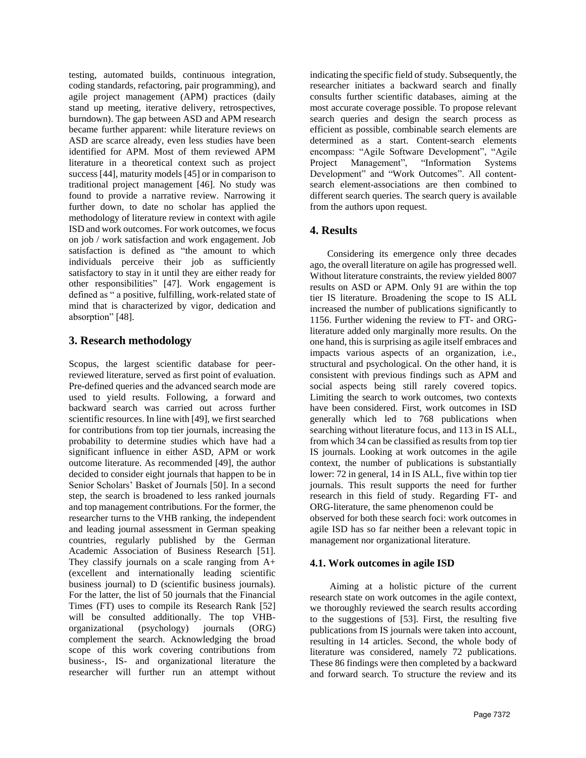testing, automated builds, continuous integration, coding standards, refactoring, pair programming), and agile project management (APM) practices (daily stand up meeting, iterative delivery, retrospectives, burndown). The gap between ASD and APM research became further apparent: while literature reviews on ASD are scarce already, even less studies have been identified for APM. Most of them reviewed APM literature in a theoretical context such as project success [44], maturity models [45] or in comparison to traditional project management [46]. No study was found to provide a narrative review. Narrowing it further down, to date no scholar has applied the methodology of literature review in context with agile ISD and work outcomes. For work outcomes, we focus on job / work satisfaction and work engagement. Job satisfaction is defined as "the amount to which individuals perceive their job as sufficiently satisfactory to stay in it until they are either ready for other responsibilities" [47]. Work engagement is defined as " a positive, fulfilling, work-related state of mind that is characterized by vigor, dedication and absorption" [48].

## 3. Research methodology

Scopus, the largest scientific database for peer-reviewed literature, served as first point of evaluation. Pre-defined queries and the advanced search mode are used to yield results. Following, a forward and backward search was carried out across further scientific resources. In line with [49], we first searched for contributions from top tier journals, increasing the probability to determine studies which have had a significant influence in either ASD, APM or work outcome literature. As recommended [49], the author decided to consider eight journals that happen to be in Senior Scholars' Basket of Journals [50]. In a second step, the search is broadened to less ranked journals and top management contributions. For the former, the researcher turns to the VHB ranking, the independent and leading journal assessment in German speaking countries, regularly published by the German Academic Association of Business Research [51]. They classify journals on a scale ranging from A+ (excellent and internationally leading scientific business journal) to D (scientific business journals). For the latter, the list of 50 journals that the Financial Times (FT) uses to compile its Research Rank [52] will be consulted additionally. The top VHB-organizational (psychology) journals (ORG) complement the search. Acknowledging the broad scope of this work covering contributions from business-, IS- and organizational literature the researcher will further run an attempt without indicating the specific field of study. Subsequently, the researcher initiates a backward search and finally consults further scientific databases, aiming at the most accurate coverage possible. To propose relevant search queries and design the search process as efficient as possible, combinable search elements are determined as a start. Content-search elements encompass: "Agile Software Development", "Agile Project Management", "Information Systems Development" and "Work Outcomes". All content-search element-associations are then combined to different search queries. The search query is available from the authors upon request.

## 4. Results

Considering its emergence only three decades ago, the overall literature on agile has progressed well. Without literature constraints, the review yielded 8007 results on ASD or APM. Only 91 are within the top tier IS literature. Broadening the scope to IS ALL increased the number of publications significantly to 1156. Further widening the review to FT- and ORG-literature added only marginally more results. On the one hand, this is surprising as agile itself embraces and impacts various aspects of an organization, i.e., structural and psychological. On the other hand, it is consistent with previous findings such as APM and social aspects being still rarely covered topics. Limiting the search to work outcomes, two contexts have been considered. First, work outcomes in ISD generally which led to 768 publications when searching without literature focus, and 113 in IS ALL, from which 34 can be classified as results from top tier IS journals. Looking at work outcomes in the agile context, the number of publications is substantially lower: 72 in general, 14 in IS ALL, five within top tier journals. This result supports the need for further research in this field of study. Regarding FT- and ORG-literature, the same phenomenon could be observed for both these search foci: work outcomes in agile ISD has so far neither been a relevant topic in management nor organizational literature.

### 4.1. Work outcomes in agile ISD

Aiming at a holistic picture of the current research state on work outcomes in the agile context, we thoroughly reviewed the search results according to the suggestions of [53]. First, the resulting five publications from IS journals were taken into account, resulting in 14 articles. Second, the whole body of literature was considered, namely 72 publications. These 86 findings were then completed by a backward and forward search. To structure the review and its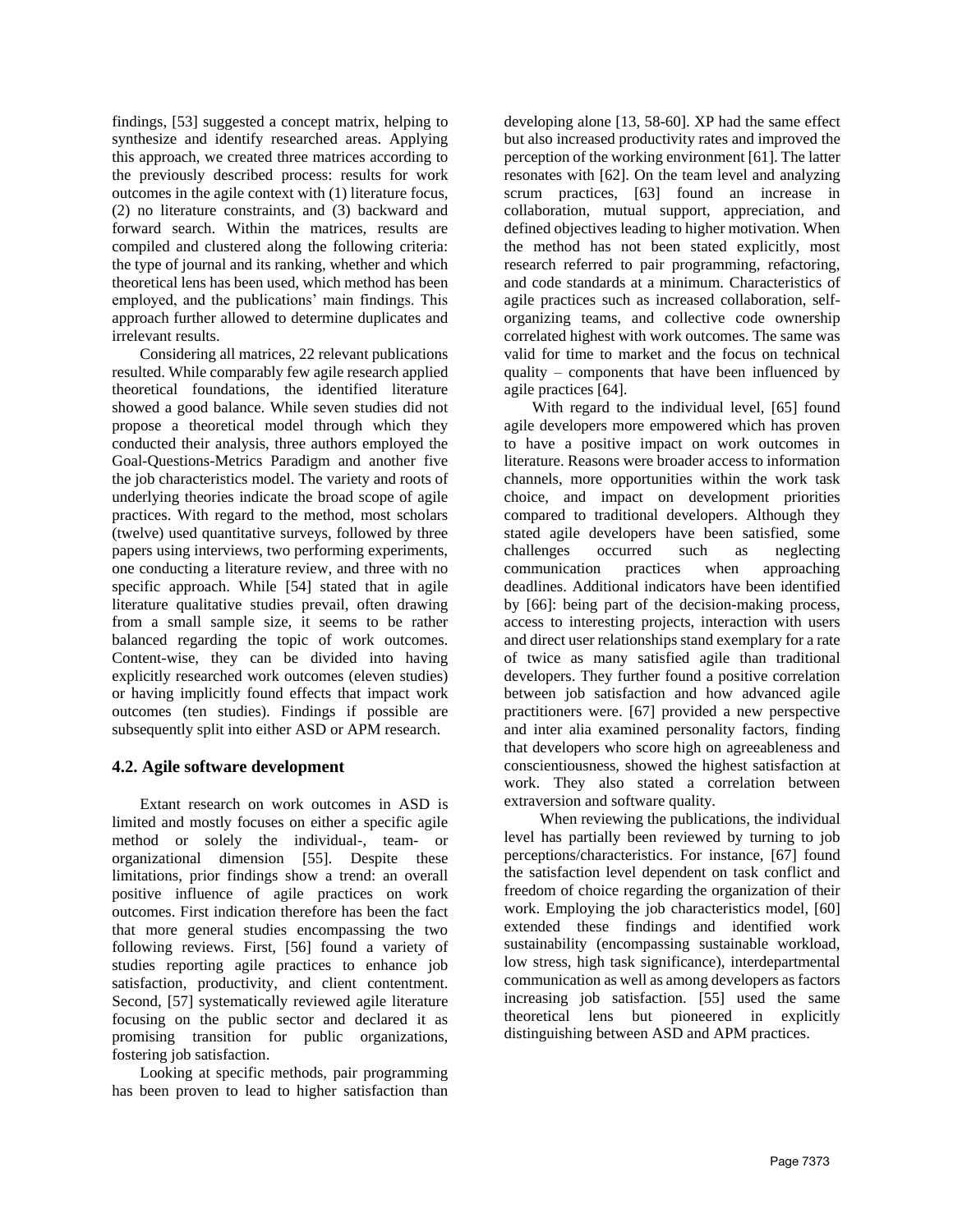findings, [53] suggested a concept matrix, helping to synthesize and identify researched areas. Applying this approach, we created three matrices according to the previously described process: results for work outcomes in the agile context with (1) literature focus, (2) no literature constraints, and (3) backward and forward search. Within the matrices, results are compiled and clustered along the following criteria: the type of journal and its ranking, whether and which theoretical lens has been used, which method has been employed, and the publications' main findings. This approach further allowed to determine duplicates and irrelevant results.

Considering all matrices, 22 relevant publications resulted. While comparably few agile research applied theoretical foundations, the identified literature showed a good balance. While seven studies did not propose a theoretical model through which they conducted their analysis, three authors employed the Goal-Questions-Metrics Paradigm and another five the job characteristics model. The variety and roots of underlying theories indicate the broad scope of agile practices. With regard to the method, most scholars (twelve) used quantitative surveys, followed by three papers using interviews, two performing experiments, one conducting a literature review, and three with no specific approach. While [54] stated that in agile literature qualitative studies prevail, often drawing from a small sample size, it seems to be rather balanced regarding the topic of work outcomes. Content-wise, they can be divided into having explicitly researched work outcomes (eleven studies) or having implicitly found effects that impact work outcomes (ten studies). Findings if possible are subsequently split into either ASD or APM research.

## 4.2. Agile software development

Extant research on work outcomes in ASD is limited and mostly focuses on either a specific agile method or solely the individual-, team- or organizational dimension [55]. Despite these limitations, prior findings show a trend: an overall positive influence of agile practices on work outcomes. First indication therefore has been the fact that more general studies encompassing the two following reviews. First, [56] found a variety of studies reporting agile practices to enhance job satisfaction, productivity, and client contentment. Second, [57] systematically reviewed agile literature focusing on the public sector and declared it as promising transition for public organizations, fostering job satisfaction.

Looking at specific methods, pair programming has been proven to lead to higher satisfaction than developing alone [13, 58-60]. XP had the same effect but also increased productivity rates and improved the perception of the working environment [61]. The latter resonates with [62]. On the team level and analyzing scrum practices, [63] found an increase in collaboration, mutual support, appreciation, and defined objectives leading to higher motivation. When the method has not been stated explicitly, most research referred to pair programming, refactoring, and code standards at a minimum. Characteristics of agile practices such as increased collaboration, self-organizing teams, and collective code ownership correlated highest with work outcomes. The same was valid for time to market and the focus on technical quality – components that have been influenced by agile practices [64].

With regard to the individual level, [65] found agile developers more empowered which has proven to have a positive impact on work outcomes in literature. Reasons were broader access to information channels, more opportunities within the work task choice, and impact on development priorities compared to traditional developers. Although they stated agile developers have been satisfied, some challenges occurred such as neglecting communication practices when approaching deadlines. Additional indicators have been identified by [66]: being part of the decision-making process, access to interesting projects, interaction with users and direct user relationships stand exemplary for a rate of twice as many satisfied agile than traditional developers. They further found a positive correlation between job satisfaction and how advanced agile practitioners were. [67] provided a new perspective and inter alia examined personality factors, finding that developers who score high on agreeableness and conscientiousness, showed the highest satisfaction at work. They also stated a correlation between extraversion and software quality.

When reviewing the publications, the individual level has partially been reviewed by turning to job perceptions/characteristics. For instance, [67] found the satisfaction level dependent on task conflict and freedom of choice regarding the organization of their work. Employing the job characteristics model, [60] extended these findings and identified work sustainability (encompassing sustainable workload, low stress, high task significance), interdepartmental communication as well as among developers as factors increasing job satisfaction. [55] used the same theoretical lens but pioneered in explicitly distinguishing between ASD and APM practices.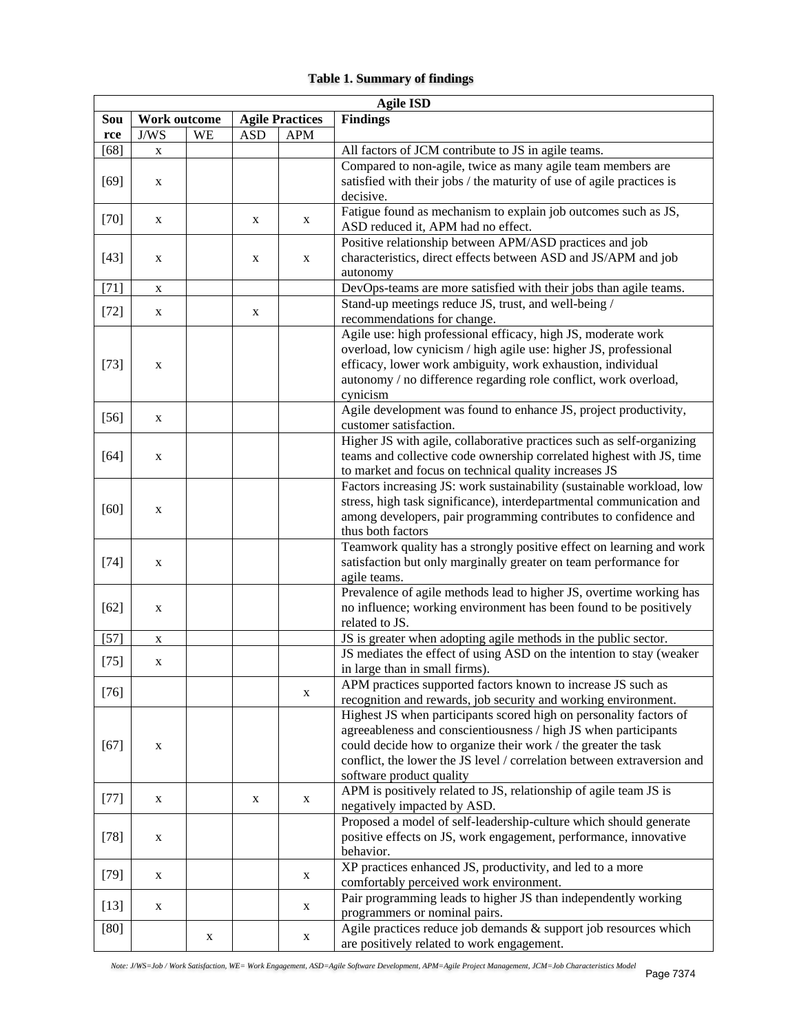**Table 1. Summary of findings**

| Agile ISD | | | | | |
|---|---|---|---|---|---|
| Source | Work outcome | | Agile Practices | | Findings |
| | J/WS | WE | ASD | APM | |
| [68] | x | | | | All factors of JCM contribute to JS in agile teams. |
| [69] | x | | | | Compared to non-agile, twice as many agile team members are satisfied with their jobs / the maturity of use of agile practices is decisive. |
| [70] | x | | x | x | Fatigue found as mechanism to explain job outcomes such as JS, ASD reduced it, APM had no effect. |
| [43] | x | | x | x | Positive relationship between APM/ASD practices and job characteristics, direct effects between ASD and JS/APM and job autonomy |
| [71] | x | | | | DevOps-teams are more satisfied with their jobs than agile teams. |
| [72] | x | | x | | Stand-up meetings reduce JS, trust, and well-being / recommendations for change. |
| [73] | x | | | | Agile use: high professional efficacy, high JS, moderate work overload, low cynicism / high agile use: higher JS, professional efficacy, lower work ambiguity, work exhaustion, individual autonomy / no difference regarding role conflict, work overload, cynicism |
| [56] | x | | | | Agile development was found to enhance JS, project productivity, customer satisfaction. |
| [64] | x | | | | Higher JS with agile, collaborative practices such as self-organizing teams and collective code ownership correlated highest with JS, time to market and focus on technical quality increases JS |
| [60] | x | | | | Factors increasing JS: work sustainability (sustainable workload, low stress, high task significance), interdepartmental communication and among developers, pair programming contributes to confidence and thus both factors |
| [74] | x | | | | Teamwork quality has a strongly positive effect on learning and work satisfaction but only marginally greater on team performance for agile teams. |
| [62] | x | | | | Prevalence of agile methods lead to higher JS, overtime working has no influence; working environment has been found to be positively related to JS. |
| [57] | x | | | | JS is greater when adopting agile methods in the public sector. |
| [75] | x | | | | JS mediates the effect of using ASD on the intention to stay (weaker in large than in small firms). |
| [76] | | | | x | APM practices supported factors known to increase JS such as recognition and rewards, job security and working environment. |
| [67] | x | | | | Highest JS when participants scored high on personality factors of agreeableness and conscientiousness / high JS when participants could decide how to organize their work / the greater the task conflict, the lower the JS level / correlation between extraversion and software product quality |
| [77] | x | | x | x | APM is positively related to JS, relationship of agile team JS is negatively impacted by ASD. |
| [78] | x | | | | Proposed a model of self-leadership-culture which should generate positive effects on JS, work engagement, performance, innovative behavior. |
| [79] | x | | | x | XP practices enhanced JS, productivity, and led to a more comfortably perceived work environment. |
| [13] | x | | | x | Pair programming leads to higher JS than independently working programmers or nominal pairs. |
| [80] | | x | | x | Agile practices reduce job demands & support job resources which are positively related to work engagement. |

*Note: J/WS=Job / Work Satisfaction, WE= Work Engagement, ASD=Agile Software Development, APM=Agile Project Management, JCM=Job Characteristics Model*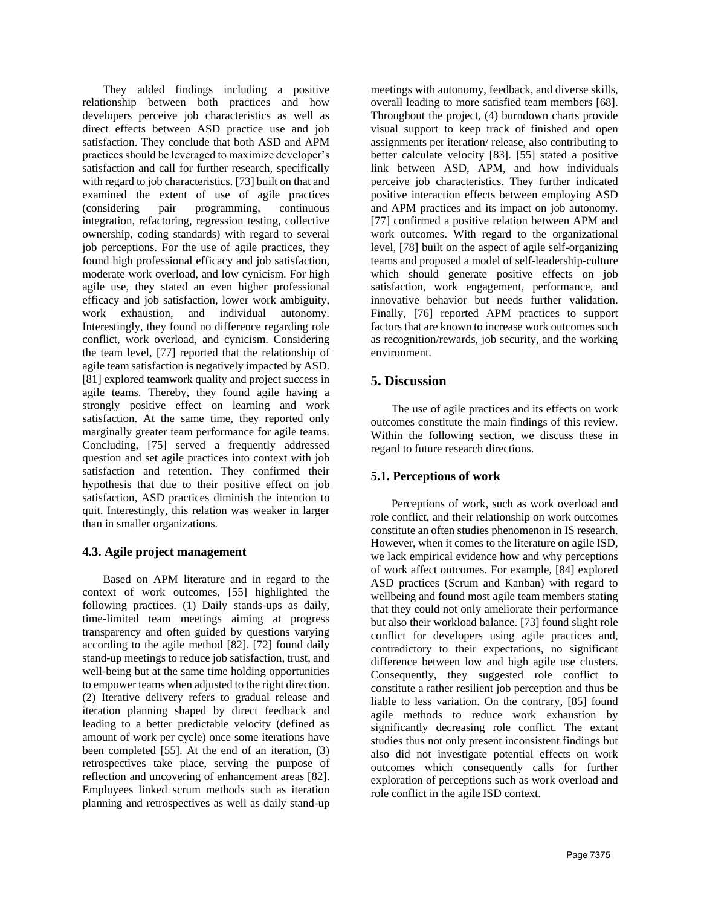They added findings including a positive relationship between both practices and how developers perceive job characteristics as well as direct effects between ASD practice use and job satisfaction. They conclude that both ASD and APM practices should be leveraged to maximize developer's satisfaction and call for further research, specifically with regard to job characteristics. [73] built on that and examined the extent of use of agile practices (considering pair programming, continuous integration, refactoring, regression testing, collective ownership, coding standards) with regard to several job perceptions. For the use of agile practices, they found high professional efficacy and job satisfaction, moderate work overload, and low cynicism. For high agile use, they stated an even higher professional efficacy and job satisfaction, lower work ambiguity, work exhaustion, and individual autonomy. Interestingly, they found no difference regarding role conflict, work overload, and cynicism. Considering the team level, [77] reported that the relationship of agile team satisfaction is negatively impacted by ASD. [81] explored teamwork quality and project success in agile teams. Thereby, they found agile having a strongly positive effect on learning and work satisfaction. At the same time, they reported only marginally greater team performance for agile teams. Concluding, [75] served a frequently addressed question and set agile practices into context with job satisfaction and retention. They confirmed their hypothesis that due to their positive effect on job satisfaction, ASD practices diminish the intention to quit. Interestingly, this relation was weaker in larger than in smaller organizations.

### 4.3. Agile project management

Based on APM literature and in regard to the context of work outcomes, [55] highlighted the following practices. (1) Daily stands-ups as daily, time-limited team meetings aiming at progress transparency and often guided by questions varying according to the agile method [82]. [72] found daily stand-up meetings to reduce job satisfaction, trust, and well-being but at the same time holding opportunities to empower teams when adjusted to the right direction. (2) Iterative delivery refers to gradual release and iteration planning shaped by direct feedback and leading to a better predictable velocity (defined as amount of work per cycle) once some iterations have been completed [55]. At the end of an iteration, (3) retrospectives take place, serving the purpose of reflection and uncovering of enhancement areas [82]. Employees linked scrum methods such as iteration planning and retrospectives as well as daily stand-up meetings with autonomy, feedback, and diverse skills, overall leading to more satisfied team members [68]. Throughout the project, (4) burndown charts provide visual support to keep track of finished and open assignments per iteration/ release, also contributing to better calculate velocity [83]. [55] stated a positive link between ASD, APM, and how individuals perceive job characteristics. They further indicated positive interaction effects between employing ASD and APM practices and its impact on job autonomy. [77] confirmed a positive relation between APM and work outcomes. With regard to the organizational level, [78] built on the aspect of agile self-organizing teams and proposed a model of self-leadership-culture which should generate positive effects on job satisfaction, work engagement, performance, and innovative behavior but needs further validation. Finally, [76] reported APM practices to support factors that are known to increase work outcomes such as recognition/rewards, job security, and the working environment.

## 5. Discussion

The use of agile practices and its effects on work outcomes constitute the main findings of this review. Within the following section, we discuss these in regard to future research directions.

### 5.1. Perceptions of work

Perceptions of work, such as work overload and role conflict, and their relationship on work outcomes constitute an often studies phenomenon in IS research. However, when it comes to the literature on agile ISD, we lack empirical evidence how and why perceptions of work affect outcomes. For example, [84] explored ASD practices (Scrum and Kanban) with regard to wellbeing and found most agile team members stating that they could not only ameliorate their performance but also their workload balance. [73] found slight role conflict for developers using agile practices and, contradictory to their expectations, no significant difference between low and high agile use clusters. Consequently, they suggested role conflict to constitute a rather resilient job perception and thus be liable to less variation. On the contrary, [85] found agile methods to reduce work exhaustion by significantly decreasing role conflict. The extant studies thus not only present inconsistent findings but also did not investigate potential effects on work outcomes which consequently calls for further exploration of perceptions such as work overload and role conflict in the agile ISD context.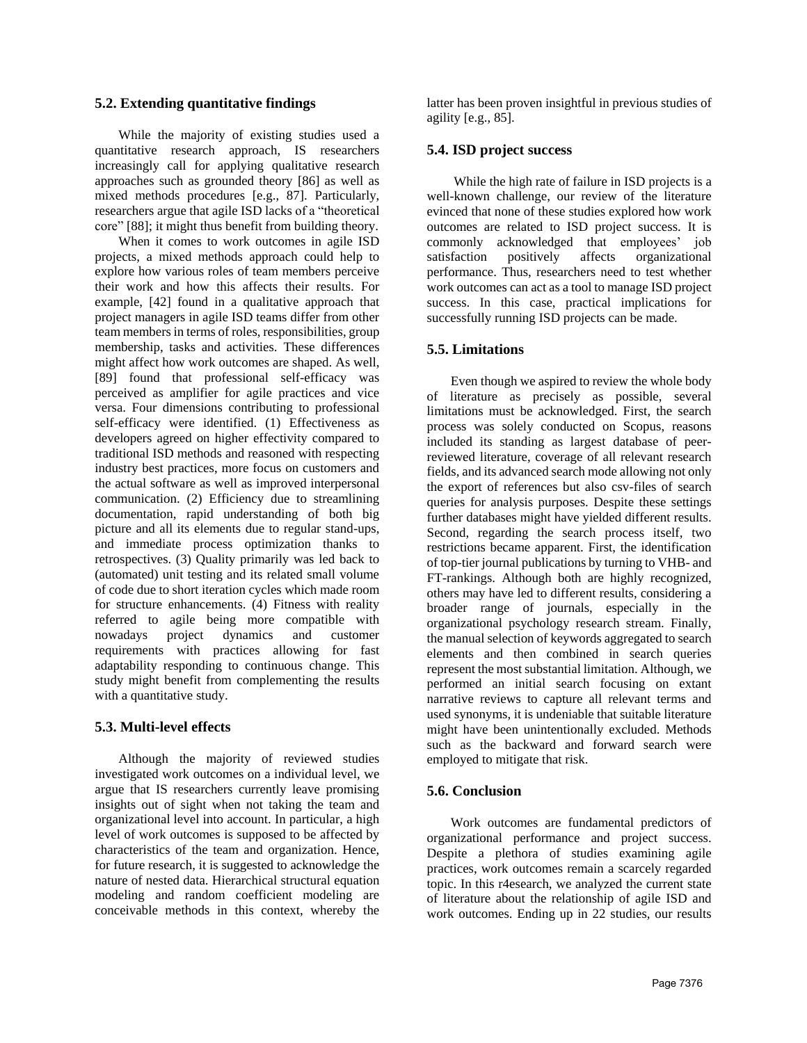### 5.2. Extending quantitative findings

While the majority of existing studies used a quantitative research approach, IS researchers increasingly call for applying qualitative research approaches such as grounded theory [86] as well as mixed methods procedures [e.g., 87]. Particularly, researchers argue that agile ISD lacks of a "theoretical core" [88]; it might thus benefit from building theory.

When it comes to work outcomes in agile ISD projects, a mixed methods approach could help to explore how various roles of team members perceive their work and how this affects their results. For example, [42] found in a qualitative approach that project managers in agile ISD teams differ from other team members in terms of roles, responsibilities, group membership, tasks and activities. These differences might affect how work outcomes are shaped. As well, [89] found that professional self-efficacy was perceived as amplifier for agile practices and vice versa. Four dimensions contributing to professional self-efficacy were identified. (1) Effectiveness as developers agreed on higher effectivity compared to traditional ISD methods and reasoned with respecting industry best practices, more focus on customers and the actual software as well as improved interpersonal communication. (2) Efficiency due to streamlining documentation, rapid understanding of both big picture and all its elements due to regular stand-ups, and immediate process optimization thanks to retrospectives. (3) Quality primarily was led back to (automated) unit testing and its related small volume of code due to short iteration cycles which made room for structure enhancements. (4) Fitness with reality referred to agile being more compatible with nowadays project dynamics and customer requirements with practices allowing for fast adaptability responding to continuous change. This study might benefit from complementing the results with a quantitative study.

### 5.3. Multi-level effects

Although the majority of reviewed studies investigated work outcomes on a individual level, we argue that IS researchers currently leave promising insights out of sight when not taking the team and organizational level into account. In particular, a high level of work outcomes is supposed to be affected by characteristics of the team and organization. Hence, for future research, it is suggested to acknowledge the nature of nested data. Hierarchical structural equation modeling and random coefficient modeling are conceivable methods in this context, whereby the latter has been proven insightful in previous studies of agility [e.g., 85].

### 5.4. ISD project success

While the high rate of failure in ISD projects is a well-known challenge, our review of the literature evinced that none of these studies explored how work outcomes are related to ISD project success. It is commonly acknowledged that employees' job satisfaction positively affects organizational performance. Thus, researchers need to test whether work outcomes can act as a tool to manage ISD project success. In this case, practical implications for successfully running ISD projects can be made.

### 5.5. Limitations

Even though we aspired to review the whole body of literature as precisely as possible, several limitations must be acknowledged. First, the search process was solely conducted on Scopus, reasons included its standing as largest database of peer-reviewed literature, coverage of all relevant research fields, and its advanced search mode allowing not only the export of references but also csv-files of search queries for analysis purposes. Despite these settings further databases might have yielded different results. Second, regarding the search process itself, two restrictions became apparent. First, the identification of top-tier journal publications by turning to VHB- and FT-rankings. Although both are highly recognized, others may have led to different results, considering a broader range of journals, especially in the organizational psychology research stream. Finally, the manual selection of keywords aggregated to search elements and then combined in search queries represent the most substantial limitation. Although, we performed an initial search focusing on extant narrative reviews to capture all relevant terms and used synonyms, it is undeniable that suitable literature might have been unintentionally excluded. Methods such as the backward and forward search were employed to mitigate that risk.

### 5.6. Conclusion

Work outcomes are fundamental predictors of organizational performance and project success. Despite a plethora of studies examining agile practices, work outcomes remain a scarcely regarded topic. In this r4esearch, we analyzed the current state of literature about the relationship of agile ISD and work outcomes. Ending up in 22 studies, our results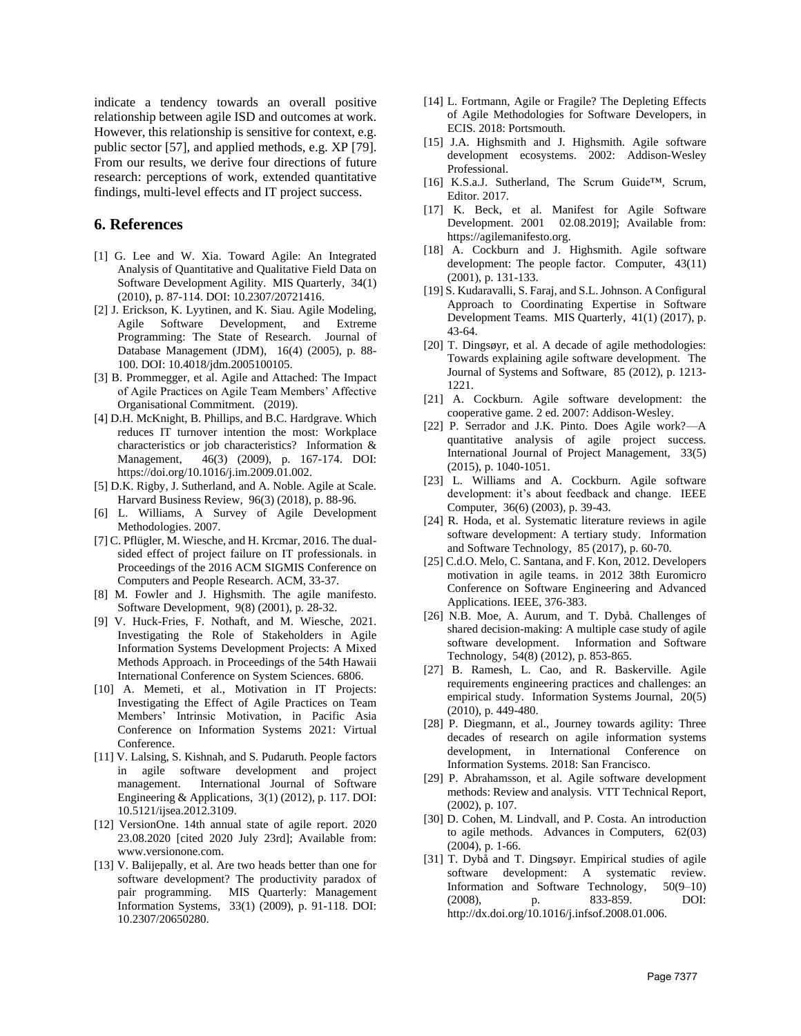indicate a tendency towards an overall positive relationship between agile ISD and outcomes at work. However, this relationship is sensitive for context, e.g. public sector [57], and applied methods, e.g. XP [79]. From our results, we derive four directions of future research: perceptions of work, extended quantitative findings, multi-level effects and IT project success.

## 6. References

[1] G. Lee and W. Xia. Toward Agile: An Integrated Analysis of Quantitative and Qualitative Field Data on Software Development Agility. MIS Quarterly, 34(1) (2010), p. 87-114. DOI: 10.2307/20721416.

[2] J. Erickson, K. Lyytinen, and K. Siau. Agile Modeling, Agile Software Development, and Extreme Programming: The State of Research. Journal of Database Management (JDM), 16(4) (2005), p. 88-100. DOI: 10.4018/jdm.2005100105.

[3] B. Prommegger, et al. Agile and Attached: The Impact of Agile Practices on Agile Team Members' Affective Organisational Commitment. (2019).

[4] D.H. McKnight, B. Phillips, and B.C. Hardgrave. Which reduces IT turnover intention the most: Workplace characteristics or job characteristics? Information & Management, 46(3) (2009), p. 167-174. DOI: https://doi.org/10.1016/j.im.2009.01.002.

[5] D.K. Rigby, J. Sutherland, and A. Noble. Agile at Scale. Harvard Business Review, 96(3) (2018), p. 88-96.

[6] L. Williams, A Survey of Agile Development Methodologies. 2007.

[7] C. Pflügler, M. Wiesche, and H. Krcmar, 2016. The dual-sided effect of project failure on IT professionals. in Proceedings of the 2016 ACM SIGMIS Conference on Computers and People Research. ACM, 33-37.

[8] M. Fowler and J. Highsmith. The agile manifesto. Software Development, 9(8) (2001), p. 28-32.

[9] V. Huck-Fries, F. Nothaft, and M. Wiesche, 2021. Investigating the Role of Stakeholders in Agile Information Systems Development Projects: A Mixed Methods Approach. in Proceedings of the 54th Hawaii International Conference on System Sciences. 6806.

[10] A. Memeti, et al., Motivation in IT Projects: Investigating the Effect of Agile Practices on Team Members' Intrinsic Motivation, in Pacific Asia Conference on Information Systems 2021: Virtual Conference.

[11] V. Lalsing, S. Kishnah, and S. Pudaruth. People factors in agile software development and project management. International Journal of Software Engineering & Applications, 3(1) (2012), p. 117. DOI: 10.5121/ijsea.2012.3109.

[12] VersionOne. 14th annual state of agile report. 2020 23.08.2020 [cited 2020 July 23rd]; Available from: www.versionone.com.

[13] V. Balijepally, et al. Are two heads better than one for software development? The productivity paradox of pair programming. MIS Quarterly: Management Information Systems, 33(1) (2009), p. 91-118. DOI: 10.2307/20650280.

[14] L. Fortmann, Agile or Fragile? The Depleting Effects of Agile Methodologies for Software Developers, in ECIS. 2018: Portsmouth.

[15] J.A. Highsmith and J. Highsmith. Agile software development ecosystems. 2002: Addison-Wesley Professional.

[16] K.S.a.J. Sutherland, The Scrum Guide™, Scrum, Editor. 2017.

[17] K. Beck, et al. Manifest for Agile Software Development. 2001 02.08.2019]; Available from: https://agilemanifesto.org.

[18] A. Cockburn and J. Highsmith. Agile software development: The people factor. Computer, 43(11) (2001), p. 131-133.

[19] S. Kudaravalli, S. Faraj, and S.L. Johnson. A Configural Approach to Coordinating Expertise in Software Development Teams. MIS Quarterly, 41(1) (2017), p. 43-64.

[20] T. Dingsøyr, et al. A decade of agile methodologies: Towards explaining agile software development. The Journal of Systems and Software, 85 (2012), p. 1213-1221.

[21] A. Cockburn. Agile software development: the cooperative game. 2 ed. 2007: Addison-Wesley.

[22] P. Serrador and J.K. Pinto. Does Agile work?—A quantitative analysis of agile project success. International Journal of Project Management, 33(5) (2015), p. 1040-1051.

[23] L. Williams and A. Cockburn. Agile software development: it's about feedback and change. IEEE Computer, 36(6) (2003), p. 39-43.

[24] R. Hoda, et al. Systematic literature reviews in agile software development: A tertiary study. Information and Software Technology, 85 (2017), p. 60-70.

[25] C.d.O. Melo, C. Santana, and F. Kon, 2012. Developers motivation in agile teams. in 2012 38th Euromicro Conference on Software Engineering and Advanced Applications. IEEE, 376-383.

[26] N.B. Moe, A. Aurum, and T. Dybå. Challenges of shared decision-making: A multiple case study of agile software development. Information and Software Technology, 54(8) (2012), p. 853-865.

[27] B. Ramesh, L. Cao, and R. Baskerville. Agile requirements engineering practices and challenges: an empirical study. Information Systems Journal, 20(5) (2010), p. 449-480.

[28] P. Diegmann, et al., Journey towards agility: Three decades of research on agile information systems development, in International Conference on Information Systems. 2018: San Francisco.

[29] P. Abrahamsson, et al. Agile software development methods: Review and analysis. VTT Technical Report, (2002), p. 107.

[30] D. Cohen, M. Lindvall, and P. Costa. An introduction to agile methods. Advances in Computers, 62(03) (2004), p. 1-66.

[31] T. Dybå and T. Dingsøyr. Empirical studies of agile software development: A systematic review. Information and Software Technology, 50(9–10) (2008), p. 833-859. DOI: http://dx.doi.org/10.1016/j.infsof.2008.01.006.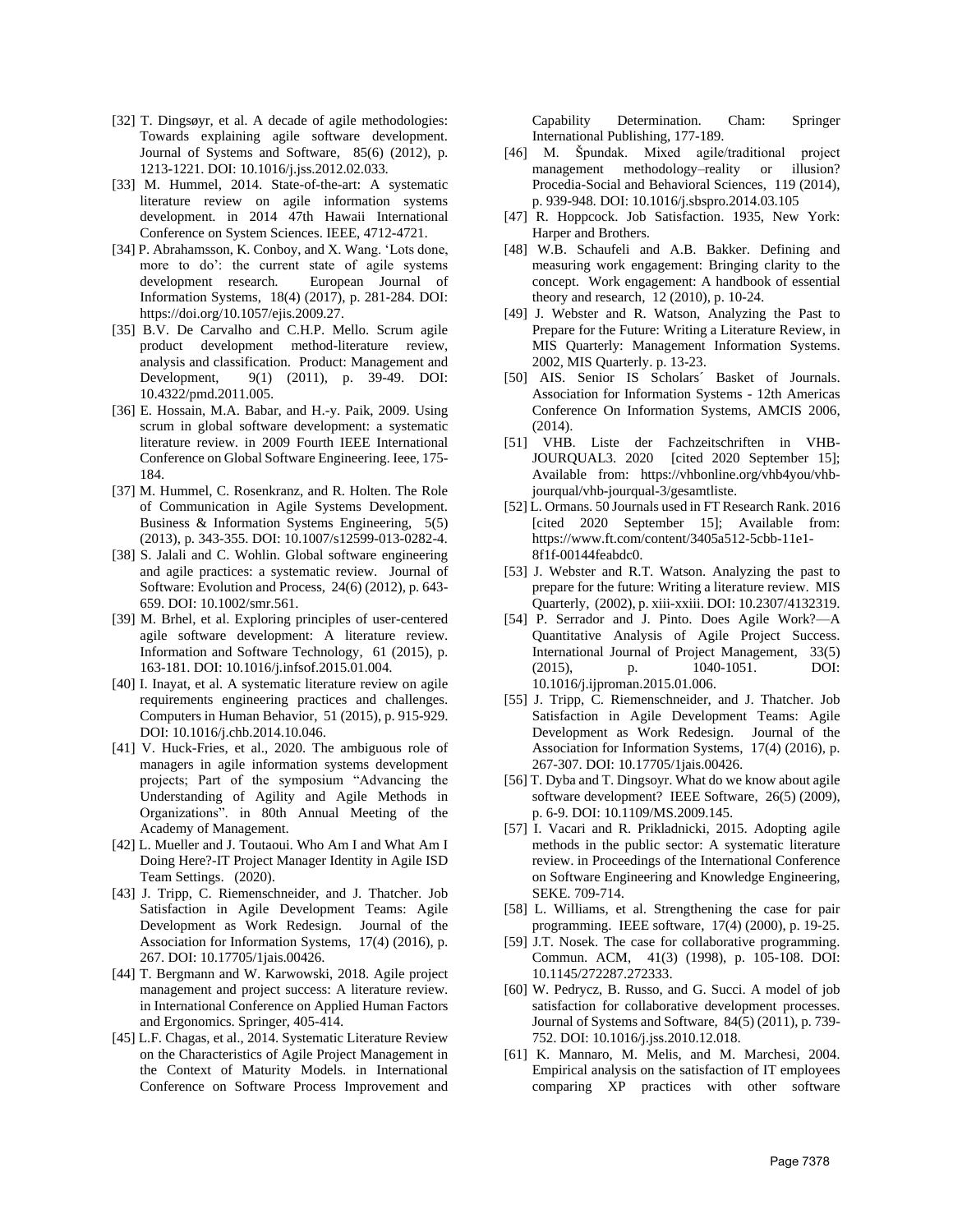[32] T. Dingsøyr, et al. A decade of agile methodologies: Towards explaining agile software development. Journal of Systems and Software, 85(6) (2012), p. 1213-1221. DOI: 10.1016/j.jss.2012.02.033.

[33] M. Hummel, 2014. State-of-the-art: A systematic literature review on agile information systems development. in 2014 47th Hawaii International Conference on System Sciences. IEEE, 4712-4721.

[34] P. Abrahamsson, K. Conboy, and X. Wang. 'Lots done, more to do': the current state of agile systems development research. European Journal of Information Systems, 18(4) (2017), p. 281-284. DOI: https://doi.org/10.1057/ejis.2009.27.

[35] B.V. De Carvalho and C.H.P. Mello. Scrum agile product development method-literature review, analysis and classification. Product: Management and Development, 9(1) (2011), p. 39-49. DOI: 10.4322/pmd.2011.005.

[36] E. Hossain, M.A. Babar, and H.-y. Paik, 2009. Using scrum in global software development: a systematic literature review. in 2009 Fourth IEEE International Conference on Global Software Engineering. Ieee, 175-184.

[37] M. Hummel, C. Rosenkranz, and R. Holten. The Role of Communication in Agile Systems Development. Business & Information Systems Engineering, 5(5) (2013), p. 343-355. DOI: 10.1007/s12599-013-0282-4.

[38] S. Jalali and C. Wohlin. Global software engineering and agile practices: a systematic review. Journal of Software: Evolution and Process, 24(6) (2012), p. 643-659. DOI: 10.1002/smr.561.

[39] M. Brhel, et al. Exploring principles of user-centered agile software development: A literature review. Information and Software Technology, 61 (2015), p. 163-181. DOI: 10.1016/j.infsof.2015.01.004.

[40] I. Inayat, et al. A systematic literature review on agile requirements engineering practices and challenges. Computers in Human Behavior, 51 (2015), p. 915-929. DOI: 10.1016/j.chb.2014.10.046.

[41] V. Huck-Fries, et al., 2020. The ambiguous role of managers in agile information systems development projects; Part of the symposium "Advancing the Understanding of Agility and Agile Methods in Organizations". in 80th Annual Meeting of the Academy of Management.

[42] L. Mueller and J. Toutaoui. Who Am I and What Am I Doing Here?-IT Project Manager Identity in Agile ISD Team Settings. (2020).

[43] J. Tripp, C. Riemenschneider, and J. Thatcher. Job Satisfaction in Agile Development Teams: Agile Development as Work Redesign. Journal of the Association for Information Systems, 17(4) (2016), p. 267. DOI: 10.17705/1jais.00426.

[44] T. Bergmann and W. Karwowski, 2018. Agile project management and project success: A literature review. in International Conference on Applied Human Factors and Ergonomics. Springer, 405-414.

[45] L.F. Chagas, et al., 2014. Systematic Literature Review on the Characteristics of Agile Project Management in the Context of Maturity Models. in International Conference on Software Process Improvement and Capability Determination. Cham: Springer International Publishing, 177-189.

[46] M. Špundak. Mixed agile/traditional project management methodology–reality or illusion? Procedia-Social and Behavioral Sciences, 119 (2014), p. 939-948. DOI: 10.1016/j.sbspro.2014.03.105

[47] R. Hoppcock. Job Satisfaction. 1935, New York: Harper and Brothers.

[48] W.B. Schaufeli and A.B. Bakker. Defining and measuring work engagement: Bringing clarity to the concept. Work engagement: A handbook of essential theory and research, 12 (2010), p. 10-24.

[49] J. Webster and R. Watson, Analyzing the Past to Prepare for the Future: Writing a Literature Review, in MIS Quarterly: Management Information Systems. 2002, MIS Quarterly. p. 13-23.

[50] AIS. Senior IS Scholars´ Basket of Journals. Association for Information Systems - 12th Americas Conference On Information Systems, AMCIS 2006, (2014).

[51] VHB. Liste der Fachzeitschriften in VHB-JOURQUAL3. 2020 [cited 2020 September 15]; Available from: https://vhbonline.org/vhb4you/vhb-jourqual/vhb-jourqual-3/gesamtliste.

[52] L. Ormans. 50 Journals used in FT Research Rank. 2016 [cited 2020 September 15]; Available from: https://www.ft.com/content/3405a512-5cbb-11e1-8f1f-00144feabdc0.

[53] J. Webster and R.T. Watson. Analyzing the past to prepare for the future: Writing a literature review. MIS Quarterly, (2002), p. xiii-xxiii. DOI: 10.2307/4132319.

[54] P. Serrador and J. Pinto. Does Agile Work?—A Quantitative Analysis of Agile Project Success. International Journal of Project Management, 33(5) (2015), p. 1040-1051. DOI: 10.1016/j.ijproman.2015.01.006.

[55] J. Tripp, C. Riemenschneider, and J. Thatcher. Job Satisfaction in Agile Development Teams: Agile Development as Work Redesign. Journal of the Association for Information Systems, 17(4) (2016), p. 267-307. DOI: 10.17705/1jais.00426.

[56] T. Dyba and T. Dingsoyr. What do we know about agile software development? IEEE Software, 26(5) (2009), p. 6-9. DOI: 10.1109/MS.2009.145.

[57] I. Vacari and R. Prikladnicki, 2015. Adopting agile methods in the public sector: A systematic literature review. in Proceedings of the International Conference on Software Engineering and Knowledge Engineering, SEKE. 709-714.

[58] L. Williams, et al. Strengthening the case for pair programming. IEEE software, 17(4) (2000), p. 19-25.

[59] J.T. Nosek. The case for collaborative programming. Commun. ACM, 41(3) (1998), p. 105-108. DOI: 10.1145/272287.272333.

[60] W. Pedrycz, B. Russo, and G. Succi. A model of job satisfaction for collaborative development processes. Journal of Systems and Software, 84(5) (2011), p. 739-752. DOI: 10.1016/j.jss.2010.12.018.

[61] K. Mannaro, M. Melis, and M. Marchesi, 2004. Empirical analysis on the satisfaction of IT employees comparing XP practices with other software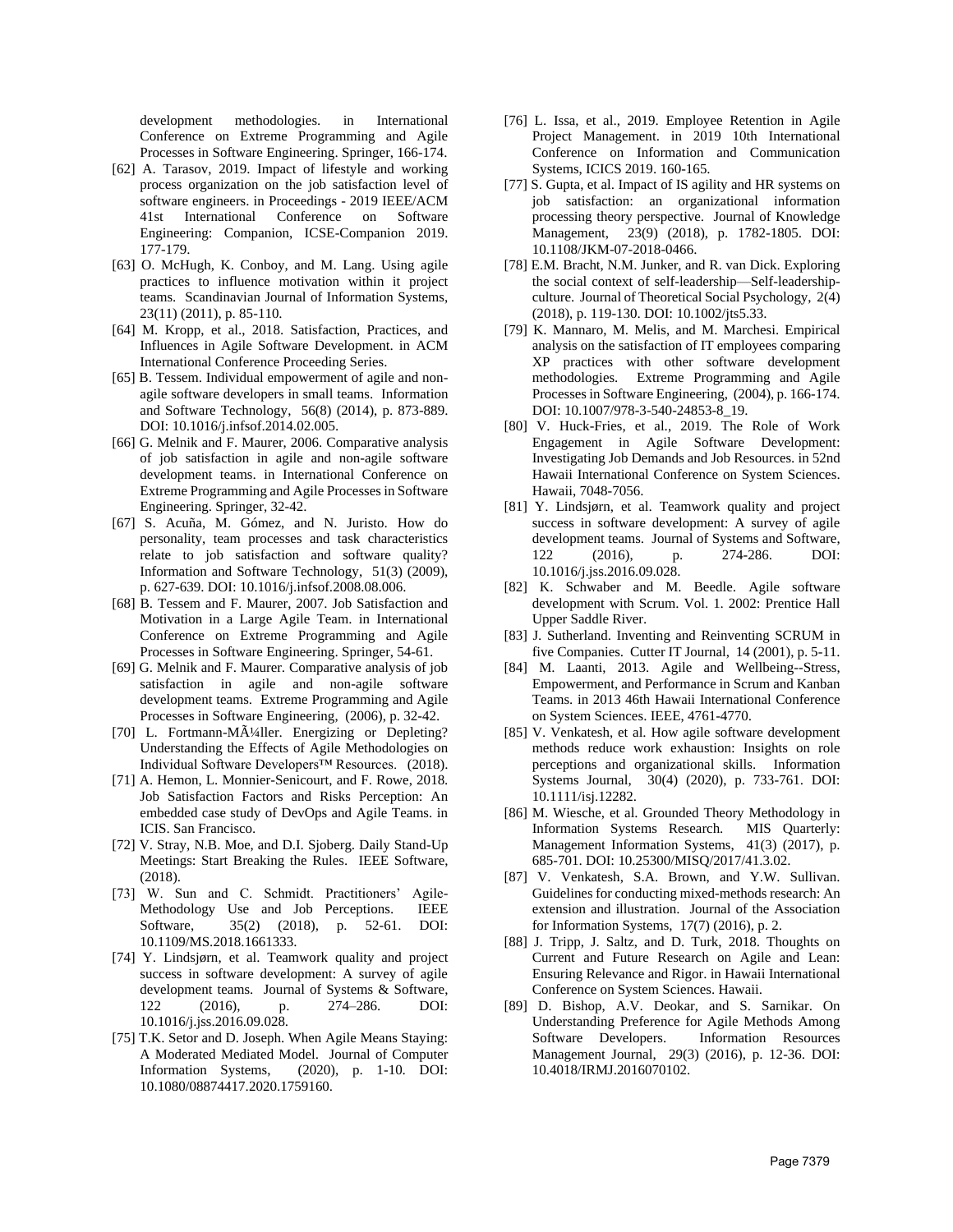development methodologies. in International Conference on Extreme Programming and Agile Processes in Software Engineering. Springer, 166-174.

[62] A. Tarasov, 2019. Impact of lifestyle and working process organization on the job satisfaction level of software engineers. in Proceedings - 2019 IEEE/ACM 41st International Conference on Software Engineering: Companion, ICSE-Companion 2019. 177-179.

[63] O. McHugh, K. Conboy, and M. Lang. Using agile practices to influence motivation within it project teams. Scandinavian Journal of Information Systems, 23(11) (2011), p. 85-110.

[64] M. Kropp, et al., 2018. Satisfaction, Practices, and Influences in Agile Software Development. in ACM International Conference Proceeding Series.

[65] B. Tessem. Individual empowerment of agile and non-agile software developers in small teams. Information and Software Technology, 56(8) (2014), p. 873-889. DOI: 10.1016/j.infsof.2014.02.005.

[66] G. Melnik and F. Maurer, 2006. Comparative analysis of job satisfaction in agile and non-agile software development teams. in International Conference on Extreme Programming and Agile Processes in Software Engineering. Springer, 32-42.

[67] S. Acuña, M. Gómez, and N. Juristo. How do personality, team processes and task characteristics relate to job satisfaction and software quality? Information and Software Technology, 51(3) (2009), p. 627-639. DOI: 10.1016/j.infsof.2008.08.006.

[68] B. Tessem and F. Maurer, 2007. Job Satisfaction and Motivation in a Large Agile Team. in International Conference on Extreme Programming and Agile Processes in Software Engineering. Springer, 54-61.

[69] G. Melnik and F. Maurer. Comparative analysis of job satisfaction in agile and non-agile software development teams. Extreme Programming and Agile Processes in Software Engineering, (2006), p. 32-42.

[70] L. Fortmann-MÃ¼ller. Energizing or Depleting? Understanding the Effects of Agile Methodologies on Individual Software Developers™ Resources. (2018).

[71] A. Hemon, L. Monnier-Senicourt, and F. Rowe, 2018. Job Satisfaction Factors and Risks Perception: An embedded case study of DevOps and Agile Teams. in ICIS. San Francisco.

[72] V. Stray, N.B. Moe, and D.I. Sjoberg. Daily Stand-Up Meetings: Start Breaking the Rules. IEEE Software, (2018).

[73] W. Sun and C. Schmidt. Practitioners' Agile-Methodology Use and Job Perceptions. IEEE Software, 35(2) (2018), p. 52-61. DOI: 10.1109/MS.2018.1661333.

[74] Y. Lindsjørn, et al. Teamwork quality and project success in software development: A survey of agile development teams. Journal of Systems & Software, 122 (2016), p. 274–286. DOI: 10.1016/j.jss.2016.09.028.

[75] T.K. Setor and D. Joseph. When Agile Means Staying: A Moderated Mediated Model. Journal of Computer Information Systems, (2020), p. 1-10. DOI: 10.1080/08874417.2020.1759160.

[76] L. Issa, et al., 2019. Employee Retention in Agile Project Management. in 2019 10th International Conference on Information and Communication Systems, ICICS 2019. 160-165.

[77] S. Gupta, et al. Impact of IS agility and HR systems on job satisfaction: an organizational information processing theory perspective. Journal of Knowledge Management, 23(9) (2018), p. 1782-1805. DOI: 10.1108/JKM-07-2018-0466.

[78] E.M. Bracht, N.M. Junker, and R. van Dick. Exploring the social context of self-leadership—Self-leadership-culture. Journal of Theoretical Social Psychology, 2(4) (2018), p. 119-130. DOI: 10.1002/jts5.33.

[79] K. Mannaro, M. Melis, and M. Marchesi. Empirical analysis on the satisfaction of IT employees comparing XP practices with other software development methodologies. Extreme Programming and Agile Processes in Software Engineering, (2004), p. 166-174. DOI: 10.1007/978-3-540-24853-8_19.

[80] V. Huck-Fries, et al., 2019. The Role of Work Engagement in Agile Software Development: Investigating Job Demands and Job Resources. in 52nd Hawaii International Conference on System Sciences. Hawaii, 7048-7056.

[81] Y. Lindsjørn, et al. Teamwork quality and project success in software development: A survey of agile development teams. Journal of Systems and Software, 122 (2016), p. 274-286. DOI: 10.1016/j.jss.2016.09.028.

[82] K. Schwaber and M. Beedle. Agile software development with Scrum. Vol. 1. 2002: Prentice Hall Upper Saddle River.

[83] J. Sutherland. Inventing and Reinventing SCRUM in five Companies. Cutter IT Journal, 14 (2001), p. 5-11.

[84] M. Laanti, 2013. Agile and Wellbeing--Stress, Empowerment, and Performance in Scrum and Kanban Teams. in 2013 46th Hawaii International Conference on System Sciences. IEEE, 4761-4770.

[85] V. Venkatesh, et al. How agile software development methods reduce work exhaustion: Insights on role perceptions and organizational skills. Information Systems Journal, 30(4) (2020), p. 733-761. DOI: 10.1111/isj.12282.

[86] M. Wiesche, et al. Grounded Theory Methodology in Information Systems Research. MIS Quarterly: Management Information Systems, 41(3) (2017), p. 685-701. DOI: 10.25300/MISQ/2017/41.3.02.

[87] V. Venkatesh, S.A. Brown, and Y.W. Sullivan. Guidelines for conducting mixed-methods research: An extension and illustration. Journal of the Association for Information Systems, 17(7) (2016), p. 2.

[88] J. Tripp, J. Saltz, and D. Turk, 2018. Thoughts on Current and Future Research on Agile and Lean: Ensuring Relevance and Rigor. in Hawaii International Conference on System Sciences. Hawaii.

[89] D. Bishop, A.V. Deokar, and S. Sarnikar. On Understanding Preference for Agile Methods Among Software Developers. Information Resources Management Journal, 29(3) (2016), p. 12-36. DOI: 10.4018/IRMJ.2016070102.